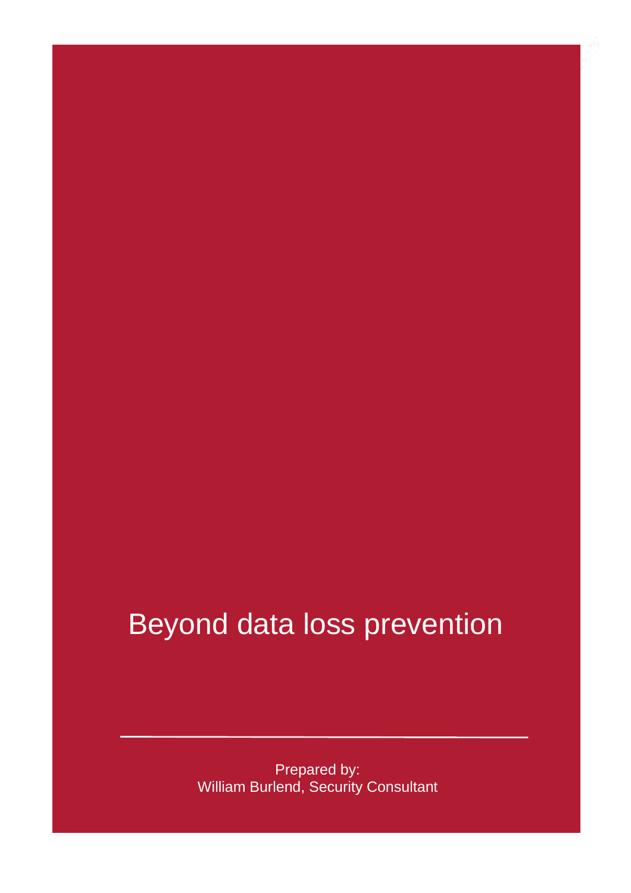# Beyond data loss prevention

---

Prepared by:
William Burlend, Security Consultant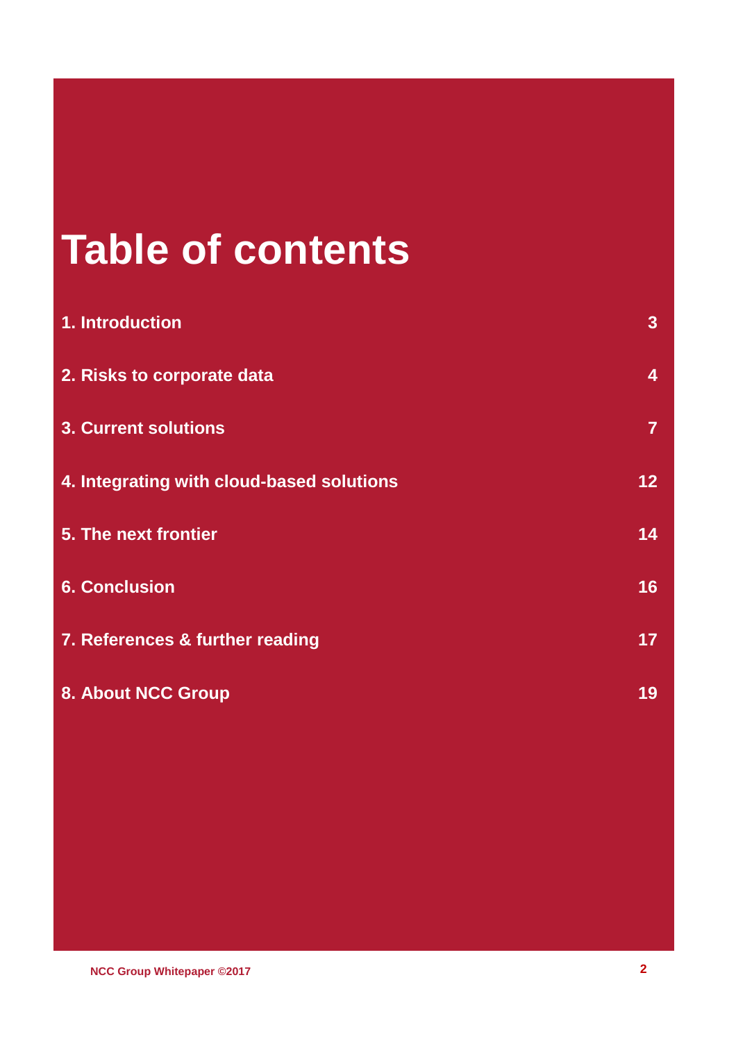# Table of contents

| | |
|---|---|
| **1. Introduction** | **3** |
| **2. Risks to corporate data** | **4** |
| **3. Current solutions** | **7** |
| **4. Integrating with cloud-based solutions** | **12** |
| **5. The next frontier** | **14** |
| **6. Conclusion** | **16** |
| **7. References & further reading** | **17** |
| **8. About NCC Group** | **19** |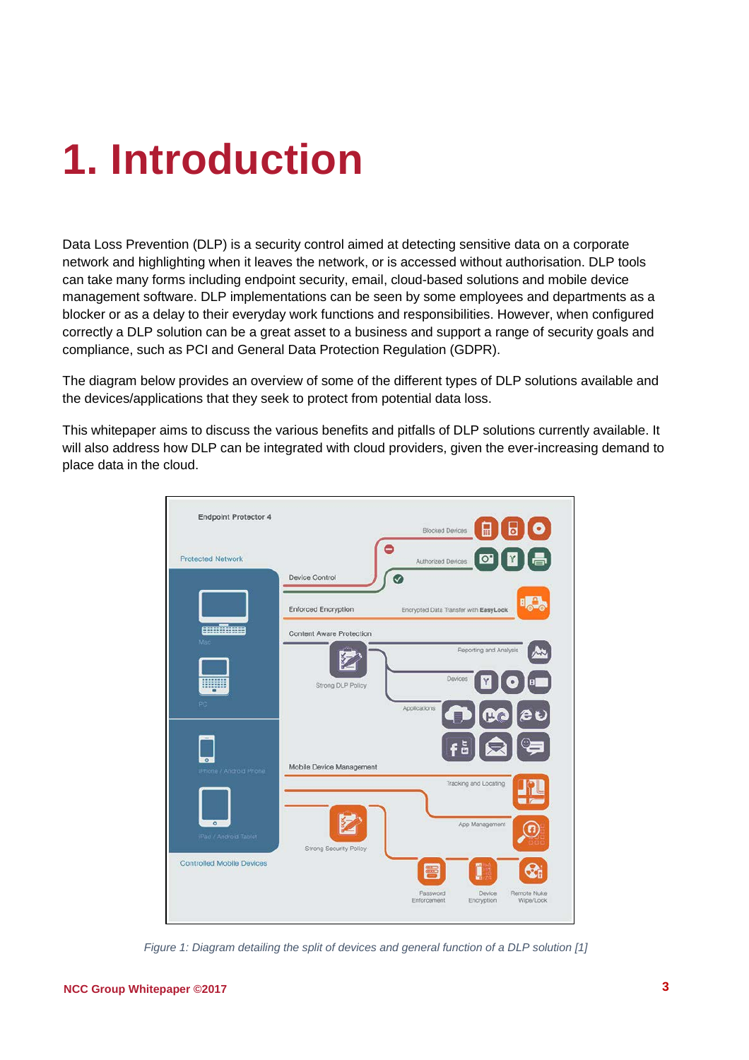# 1. Introduction

Data Loss Prevention (DLP) is a security control aimed at detecting sensitive data on a corporate network and highlighting when it leaves the network, or is accessed without authorisation. DLP tools can take many forms including endpoint security, email, cloud-based solutions and mobile device management software. DLP implementations can be seen by some employees and departments as a blocker or as a delay to their everyday work functions and responsibilities. However, when configured correctly a DLP solution can be a great asset to a business and support a range of security goals and compliance, such as PCI and General Data Protection Regulation (GDPR).

The diagram below provides an overview of some of the different types of DLP solutions available and the devices/applications that they seek to protect from potential data loss.

This whitepaper aims to discuss the various benefits and pitfalls of DLP solutions currently available. It will also address how DLP can be integrated with cloud providers, given the ever-increasing demand to place data in the cloud.

*Figure 1: Diagram detailing the split of devices and general function of a DLP solution [1]*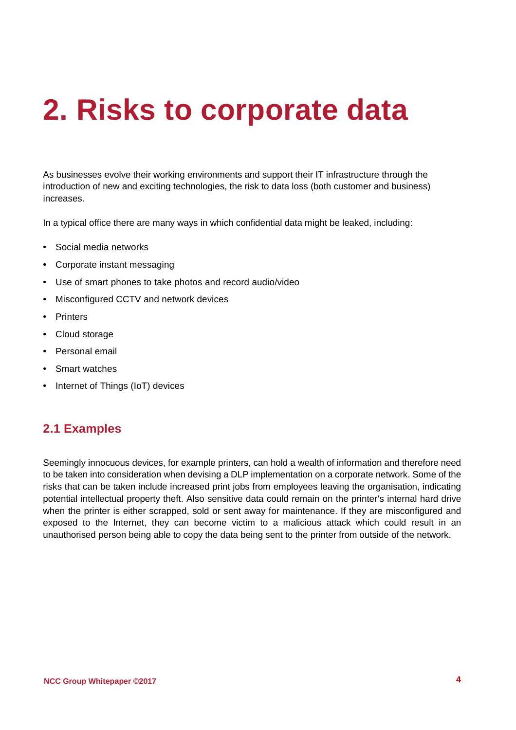# 2. Risks to corporate data

As businesses evolve their working environments and support their IT infrastructure through the introduction of new and exciting technologies, the risk to data loss (both customer and business) increases.

In a typical office there are many ways in which confidential data might be leaked, including:

- Social media networks
- Corporate instant messaging
- Use of smart phones to take photos and record audio/video
- Misconfigured CCTV and network devices
- Printers
- Cloud storage
- Personal email
- Smart watches
- Internet of Things (IoT) devices

## 2.1 Examples

Seemingly innocuous devices, for example printers, can hold a wealth of information and therefore need to be taken into consideration when devising a DLP implementation on a corporate network. Some of the risks that can be taken include increased print jobs from employees leaving the organisation, indicating potential intellectual property theft. Also sensitive data could remain on the printer's internal hard drive when the printer is either scrapped, sold or sent away for maintenance. If they are misconfigured and exposed to the Internet, they can become victim to a malicious attack which could result in an unauthorised person being able to copy the data being sent to the printer from outside of the network.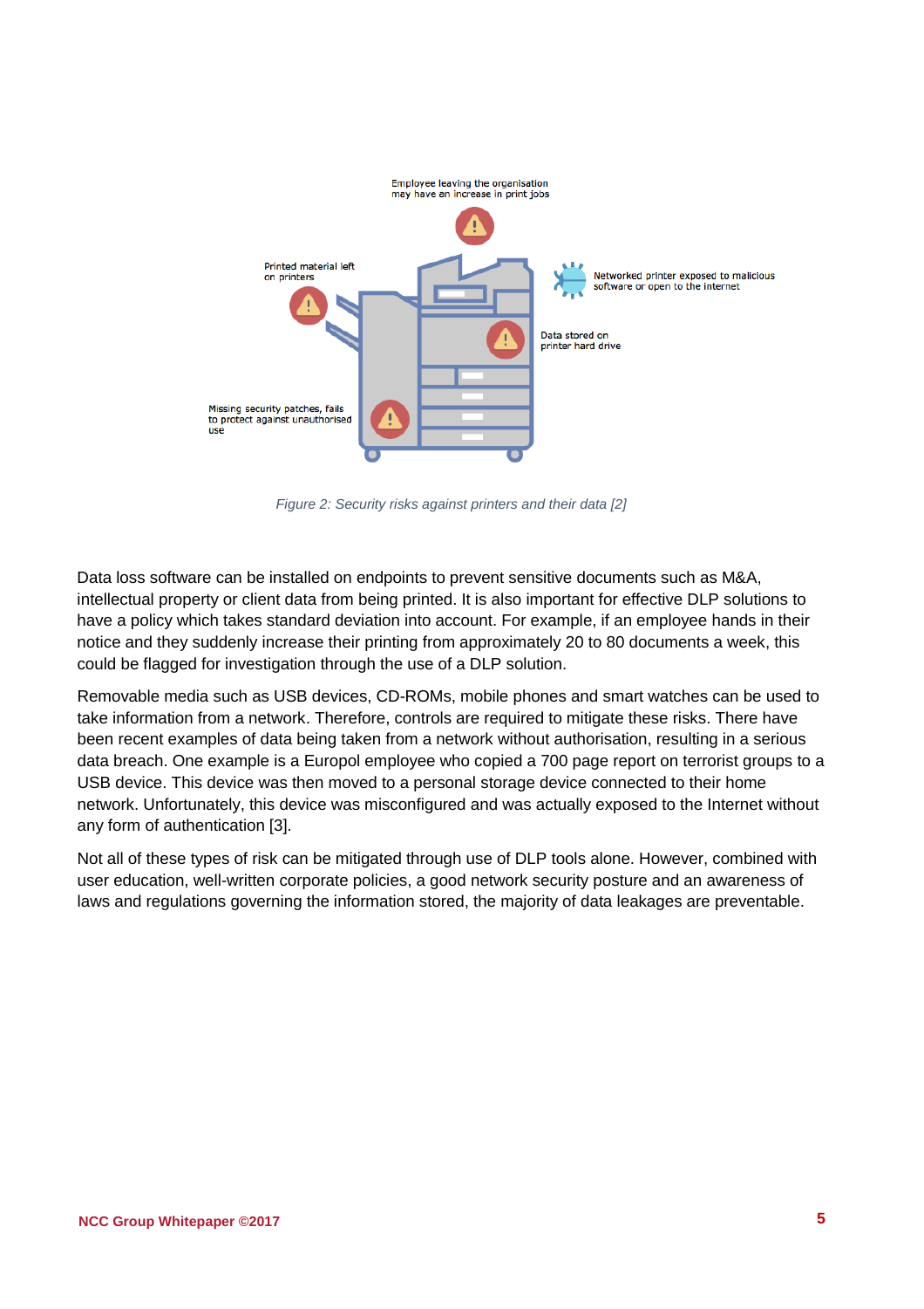Employee leaving the organisation may have an increase in print jobs

Printed material left on printers

Networked printer exposed to malicious software or open to the internet

Data stored on printer hard drive

Missing security patches, fails to protect against unauthorised use

*Figure 2: Security risks against printers and their data [2]*

Data loss software can be installed on endpoints to prevent sensitive documents such as M&A, intellectual property or client data from being printed. It is also important for effective DLP solutions to have a policy which takes standard deviation into account. For example, if an employee hands in their notice and they suddenly increase their printing from approximately 20 to 80 documents a week, this could be flagged for investigation through the use of a DLP solution.

Removable media such as USB devices, CD-ROMs, mobile phones and smart watches can be used to take information from a network. Therefore, controls are required to mitigate these risks. There have been recent examples of data being taken from a network without authorisation, resulting in a serious data breach. One example is a Europol employee who copied a 700 page report on terrorist groups to a USB device. This device was then moved to a personal storage device connected to their home network. Unfortunately, this device was misconfigured and was actually exposed to the Internet without any form of authentication [3].

Not all of these types of risk can be mitigated through use of DLP tools alone. However, combined with user education, well-written corporate policies, a good network security posture and an awareness of laws and regulations governing the information stored, the majority of data leakages are preventable.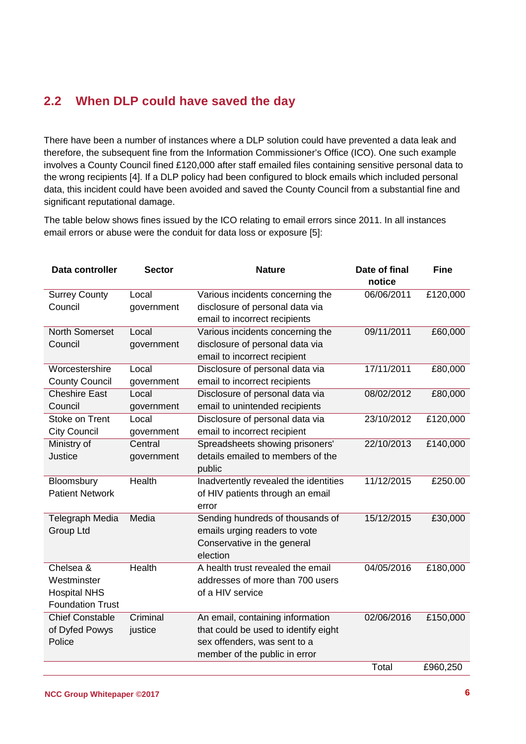## 2.2 When DLP could have saved the day

There have been a number of instances where a DLP solution could have prevented a data leak and therefore, the subsequent fine from the Information Commissioner's Office (ICO). One such example involves a County Council fined £120,000 after staff emailed files containing sensitive personal data to the wrong recipients [4]. If a DLP policy had been configured to block emails which included personal data, this incident could have been avoided and saved the County Council from a substantial fine and significant reputational damage.

The table below shows fines issued by the ICO relating to email errors since 2011. In all instances email errors or abuse were the conduit for data loss or exposure [5]:

| Data controller | Sector | Nature | Date of final notice | Fine |
|---|---|---|---|---|
| Surrey County Council | Local government | Various incidents concerning the disclosure of personal data via email to incorrect recipients | 06/06/2011 | £120,000 |
| North Somerset Council | Local government | Various incidents concerning the disclosure of personal data via email to incorrect recipient | 09/11/2011 | £60,000 |
| Worcestershire County Council | Local government | Disclosure of personal data via email to incorrect recipients | 17/11/2011 | £80,000 |
| Cheshire East Council | Local government | Disclosure of personal data via email to unintended recipients | 08/02/2012 | £80,000 |
| Stoke on Trent City Council | Local government | Disclosure of personal data via email to incorrect recipient | 23/10/2012 | £120,000 |
| Ministry of Justice | Central government | Spreadsheets showing prisoners' details emailed to members of the public | 22/10/2013 | £140,000 |
| Bloomsbury Patient Network | Health | Inadvertently revealed the identities of HIV patients through an email error | 11/12/2015 | £250.00 |
| Telegraph Media Group Ltd | Media | Sending hundreds of thousands of emails urging readers to vote Conservative in the general election | 15/12/2015 | £30,000 |
| Chelsea & Westminster Hospital NHS Foundation Trust | Health | A health trust revealed the email addresses of more than 700 users of a HIV service | 04/05/2016 | £180,000 |
| Chief Constable of Dyfed Powys Police | Criminal justice | An email, containing information that could be used to identify eight sex offenders, was sent to a member of the public in error | 02/06/2016 | £150,000 |
| | | | Total | £960,250 |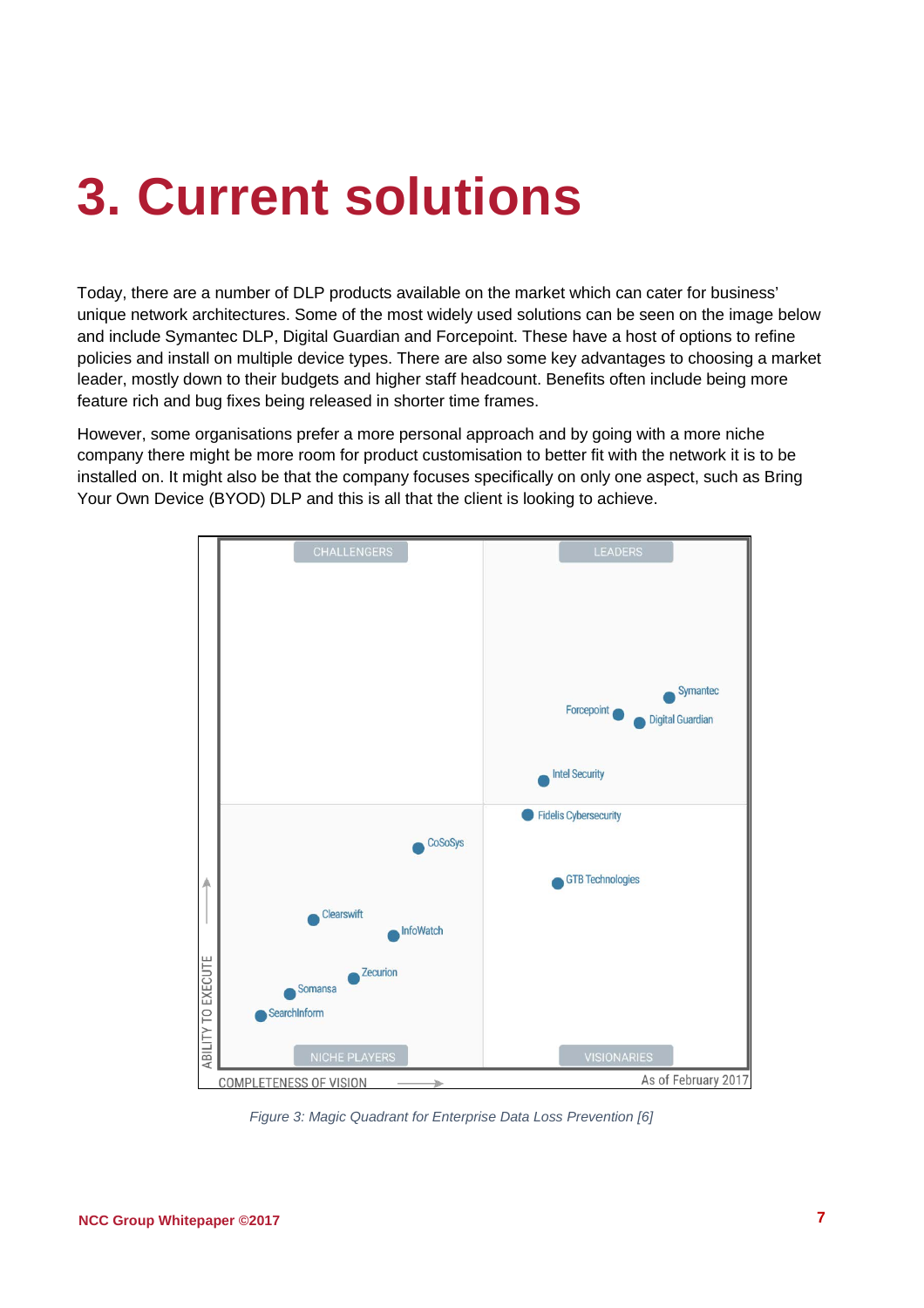# 3. Current solutions

Today, there are a number of DLP products available on the market which can cater for business' unique network architectures. Some of the most widely used solutions can be seen on the image below and include Symantec DLP, Digital Guardian and Forcepoint. These have a host of options to refine policies and install on multiple device types. There are also some key advantages to choosing a market leader, mostly down to their budgets and higher staff headcount. Benefits often include being more feature rich and bug fixes being released in shorter time frames.

However, some organisations prefer a more personal approach and by going with a more niche company there might be more room for product customisation to better fit with the network it is to be installed on. It might also be that the company focuses specifically on only one aspect, such as Bring Your Own Device (BYOD) DLP and this is all that the client is looking to achieve.

*Figure 3: Magic Quadrant for Enterprise Data Loss Prevention [6]*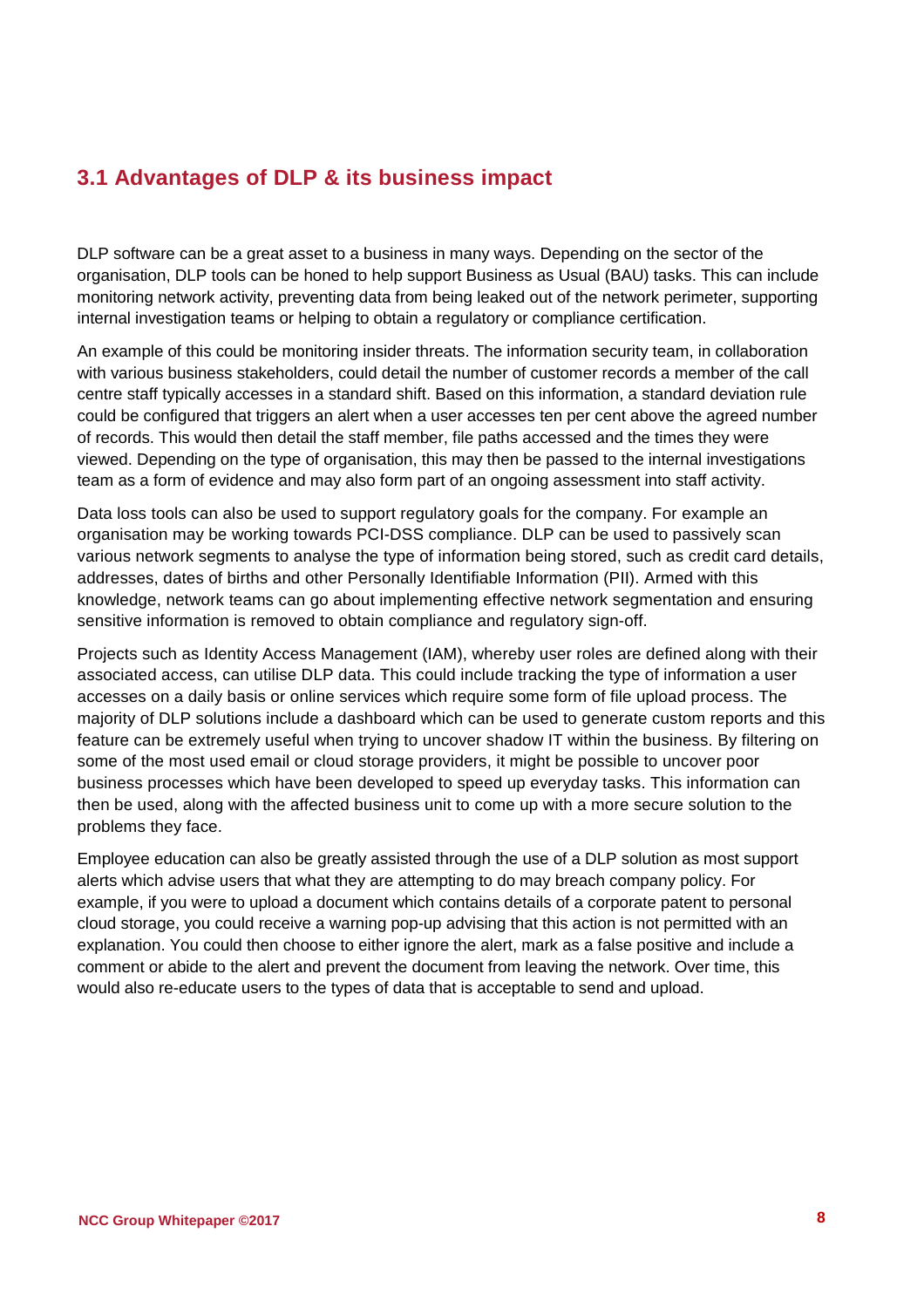## 3.1 Advantages of DLP & its business impact

DLP software can be a great asset to a business in many ways. Depending on the sector of the organisation, DLP tools can be honed to help support Business as Usual (BAU) tasks. This can include monitoring network activity, preventing data from being leaked out of the network perimeter, supporting internal investigation teams or helping to obtain a regulatory or compliance certification.

An example of this could be monitoring insider threats. The information security team, in collaboration with various business stakeholders, could detail the number of customer records a member of the call centre staff typically accesses in a standard shift. Based on this information, a standard deviation rule could be configured that triggers an alert when a user accesses ten per cent above the agreed number of records. This would then detail the staff member, file paths accessed and the times they were viewed. Depending on the type of organisation, this may then be passed to the internal investigations team as a form of evidence and may also form part of an ongoing assessment into staff activity.

Data loss tools can also be used to support regulatory goals for the company. For example an organisation may be working towards PCI-DSS compliance. DLP can be used to passively scan various network segments to analyse the type of information being stored, such as credit card details, addresses, dates of births and other Personally Identifiable Information (PII). Armed with this knowledge, network teams can go about implementing effective network segmentation and ensuring sensitive information is removed to obtain compliance and regulatory sign-off.

Projects such as Identity Access Management (IAM), whereby user roles are defined along with their associated access, can utilise DLP data. This could include tracking the type of information a user accesses on a daily basis or online services which require some form of file upload process. The majority of DLP solutions include a dashboard which can be used to generate custom reports and this feature can be extremely useful when trying to uncover shadow IT within the business. By filtering on some of the most used email or cloud storage providers, it might be possible to uncover poor business processes which have been developed to speed up everyday tasks. This information can then be used, along with the affected business unit to come up with a more secure solution to the problems they face.

Employee education can also be greatly assisted through the use of a DLP solution as most support alerts which advise users that what they are attempting to do may breach company policy. For example, if you were to upload a document which contains details of a corporate patent to personal cloud storage, you could receive a warning pop-up advising that this action is not permitted with an explanation. You could then choose to either ignore the alert, mark as a false positive and include a comment or abide to the alert and prevent the document from leaving the network. Over time, this would also re-educate users to the types of data that is acceptable to send and upload.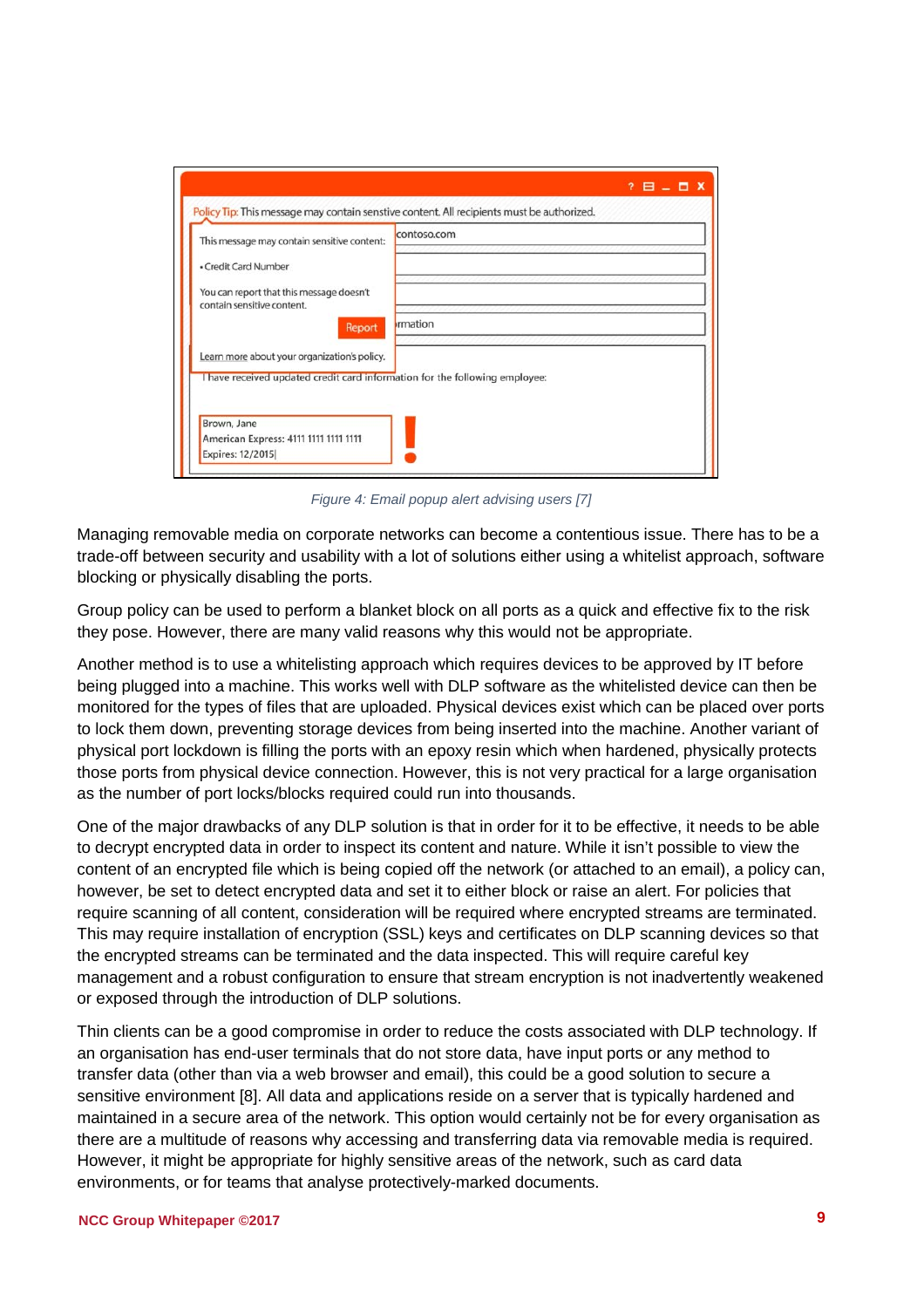Figure 4: Email popup alert advising users [7]

Managing removable media on corporate networks can become a contentious issue. There has to be a trade-off between security and usability with a lot of solutions either using a whitelist approach, software blocking or physically disabling the ports.

Group policy can be used to perform a blanket block on all ports as a quick and effective fix to the risk they pose. However, there are many valid reasons why this would not be appropriate.

Another method is to use a whitelisting approach which requires devices to be approved by IT before being plugged into a machine. This works well with DLP software as the whitelisted device can then be monitored for the types of files that are uploaded. Physical devices exist which can be placed over ports to lock them down, preventing storage devices from being inserted into the machine. Another variant of physical port lockdown is filling the ports with an epoxy resin which when hardened, physically protects those ports from physical device connection. However, this is not very practical for a large organisation as the number of port locks/blocks required could run into thousands.

One of the major drawbacks of any DLP solution is that in order for it to be effective, it needs to be able to decrypt encrypted data in order to inspect its content and nature. While it isn't possible to view the content of an encrypted file which is being copied off the network (or attached to an email), a policy can, however, be set to detect encrypted data and set it to either block or raise an alert. For policies that require scanning of all content, consideration will be required where encrypted streams are terminated. This may require installation of encryption (SSL) keys and certificates on DLP scanning devices so that the encrypted streams can be terminated and the data inspected. This will require careful key management and a robust configuration to ensure that stream encryption is not inadvertently weakened or exposed through the introduction of DLP solutions.

Thin clients can be a good compromise in order to reduce the costs associated with DLP technology. If an organisation has end-user terminals that do not store data, have input ports or any method to transfer data (other than via a web browser and email), this could be a good solution to secure a sensitive environment [8]. All data and applications reside on a server that is typically hardened and maintained in a secure area of the network. This option would certainly not be for every organisation as there are a multitude of reasons why accessing and transferring data via removable media is required. However, it might be appropriate for highly sensitive areas of the network, such as card data environments, or for teams that analyse protectively-marked documents.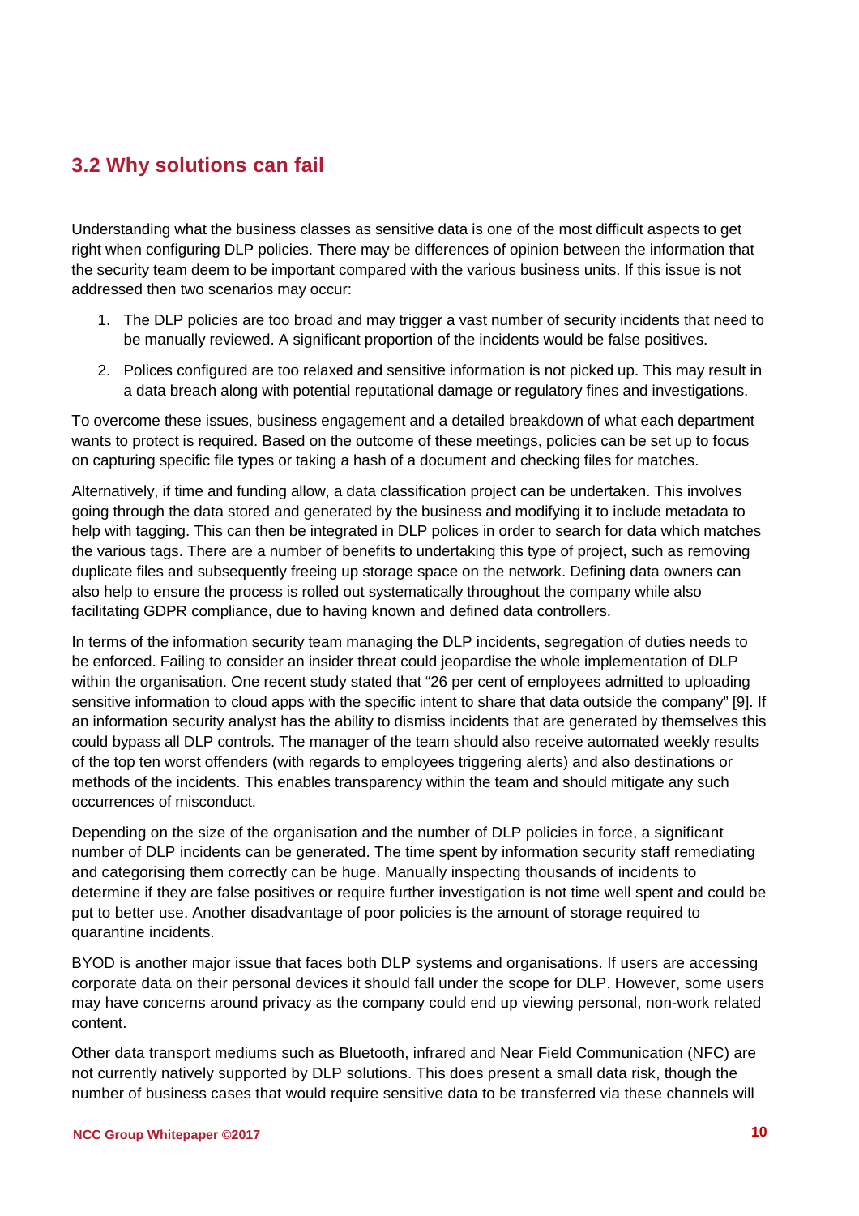## 3.2 Why solutions can fail

Understanding what the business classes as sensitive data is one of the most difficult aspects to get right when configuring DLP policies. There may be differences of opinion between the information that the security team deem to be important compared with the various business units. If this issue is not addressed then two scenarios may occur:

1. The DLP policies are too broad and may trigger a vast number of security incidents that need to be manually reviewed. A significant proportion of the incidents would be false positives.
2. Polices configured are too relaxed and sensitive information is not picked up. This may result in a data breach along with potential reputational damage or regulatory fines and investigations.

To overcome these issues, business engagement and a detailed breakdown of what each department wants to protect is required. Based on the outcome of these meetings, policies can be set up to focus on capturing specific file types or taking a hash of a document and checking files for matches.

Alternatively, if time and funding allow, a data classification project can be undertaken. This involves going through the data stored and generated by the business and modifying it to include metadata to help with tagging. This can then be integrated in DLP polices in order to search for data which matches the various tags. There are a number of benefits to undertaking this type of project, such as removing duplicate files and subsequently freeing up storage space on the network. Defining data owners can also help to ensure the process is rolled out systematically throughout the company while also facilitating GDPR compliance, due to having known and defined data controllers.

In terms of the information security team managing the DLP incidents, segregation of duties needs to be enforced. Failing to consider an insider threat could jeopardise the whole implementation of DLP within the organisation. One recent study stated that "26 per cent of employees admitted to uploading sensitive information to cloud apps with the specific intent to share that data outside the company" [9]. If an information security analyst has the ability to dismiss incidents that are generated by themselves this could bypass all DLP controls. The manager of the team should also receive automated weekly results of the top ten worst offenders (with regards to employees triggering alerts) and also destinations or methods of the incidents. This enables transparency within the team and should mitigate any such occurrences of misconduct.

Depending on the size of the organisation and the number of DLP policies in force, a significant number of DLP incidents can be generated. The time spent by information security staff remediating and categorising them correctly can be huge. Manually inspecting thousands of incidents to determine if they are false positives or require further investigation is not time well spent and could be put to better use. Another disadvantage of poor policies is the amount of storage required to quarantine incidents.

BYOD is another major issue that faces both DLP systems and organisations. If users are accessing corporate data on their personal devices it should fall under the scope for DLP. However, some users may have concerns around privacy as the company could end up viewing personal, non-work related content.

Other data transport mediums such as Bluetooth, infrared and Near Field Communication (NFC) are not currently natively supported by DLP solutions. This does present a small data risk, though the number of business cases that would require sensitive data to be transferred via these channels will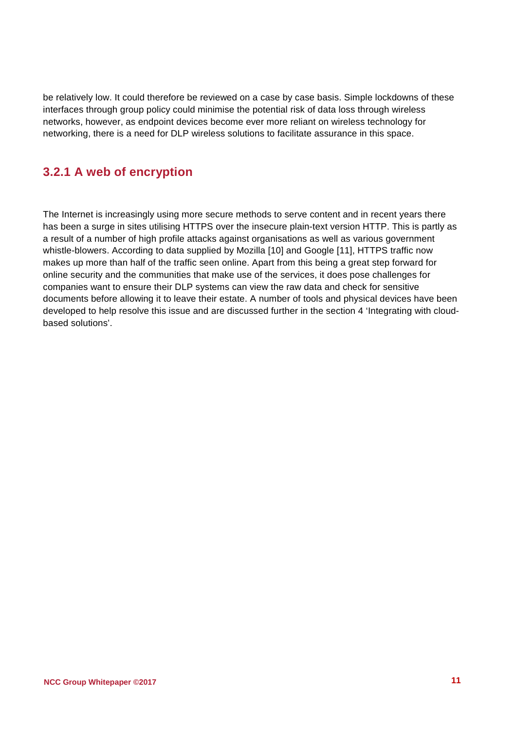be relatively low. It could therefore be reviewed on a case by case basis. Simple lockdowns of these interfaces through group policy could minimise the potential risk of data loss through wireless networks, however, as endpoint devices become ever more reliant on wireless technology for networking, there is a need for DLP wireless solutions to facilitate assurance in this space.

### 3.2.1 A web of encryption

The Internet is increasingly using more secure methods to serve content and in recent years there has been a surge in sites utilising HTTPS over the insecure plain-text version HTTP. This is partly as a result of a number of high profile attacks against organisations as well as various government whistle-blowers. According to data supplied by Mozilla [10] and Google [11], HTTPS traffic now makes up more than half of the traffic seen online. Apart from this being a great step forward for online security and the communities that make use of the services, it does pose challenges for companies want to ensure their DLP systems can view the raw data and check for sensitive documents before allowing it to leave their estate. A number of tools and physical devices have been developed to help resolve this issue and are discussed further in the section 4 'Integrating with cloud-based solutions'.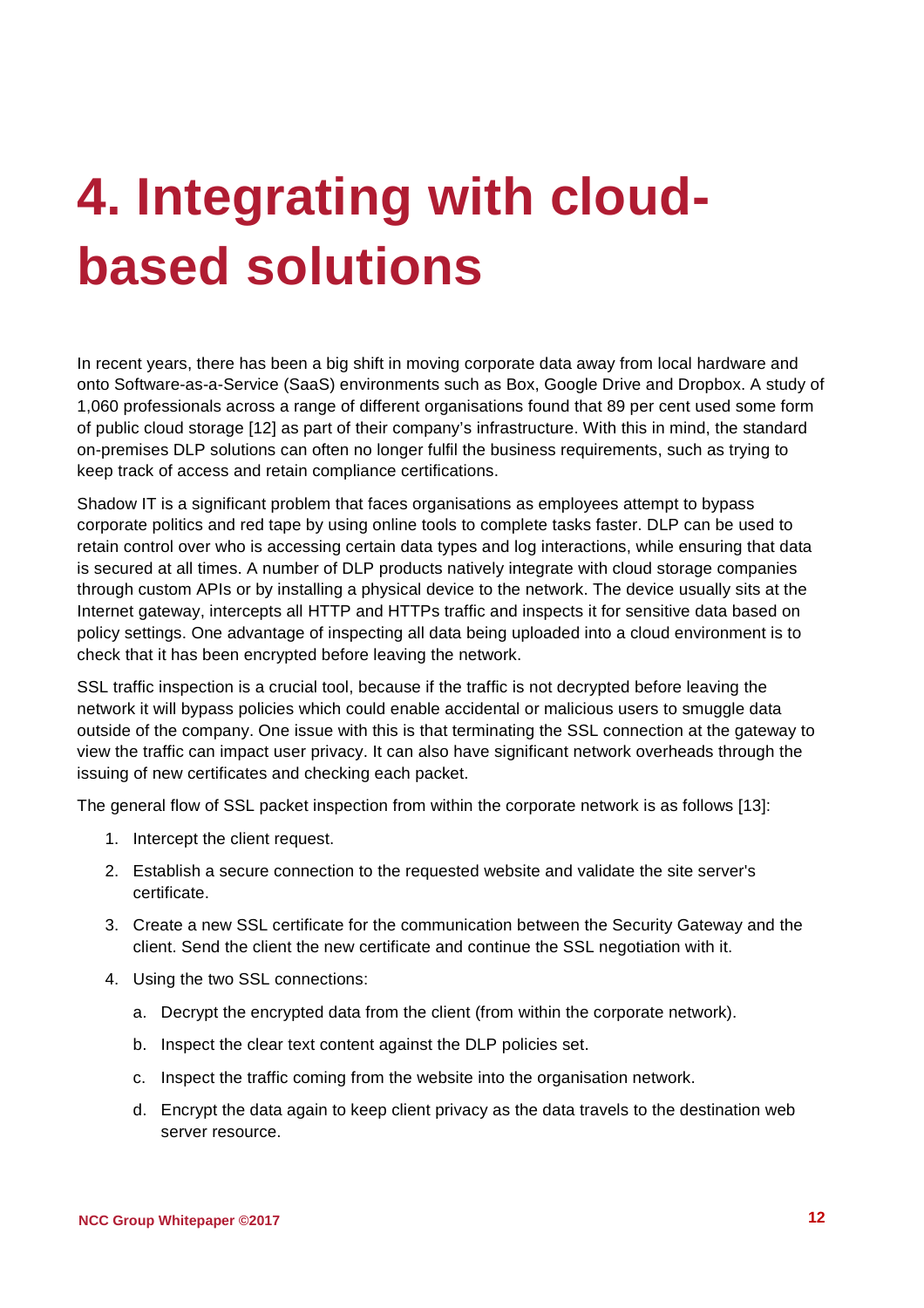# 4. Integrating with cloud-based solutions

In recent years, there has been a big shift in moving corporate data away from local hardware and onto Software-as-a-Service (SaaS) environments such as Box, Google Drive and Dropbox. A study of 1,060 professionals across a range of different organisations found that 89 per cent used some form of public cloud storage [12] as part of their company's infrastructure. With this in mind, the standard on-premises DLP solutions can often no longer fulfil the business requirements, such as trying to keep track of access and retain compliance certifications.

Shadow IT is a significant problem that faces organisations as employees attempt to bypass corporate politics and red tape by using online tools to complete tasks faster. DLP can be used to retain control over who is accessing certain data types and log interactions, while ensuring that data is secured at all times. A number of DLP products natively integrate with cloud storage companies through custom APIs or by installing a physical device to the network. The device usually sits at the Internet gateway, intercepts all HTTP and HTTPs traffic and inspects it for sensitive data based on policy settings. One advantage of inspecting all data being uploaded into a cloud environment is to check that it has been encrypted before leaving the network.

SSL traffic inspection is a crucial tool, because if the traffic is not decrypted before leaving the network it will bypass policies which could enable accidental or malicious users to smuggle data outside of the company. One issue with this is that terminating the SSL connection at the gateway to view the traffic can impact user privacy. It can also have significant network overheads through the issuing of new certificates and checking each packet.

The general flow of SSL packet inspection from within the corporate network is as follows [13]:

1. Intercept the client request.
2. Establish a secure connection to the requested website and validate the site server's certificate.
3. Create a new SSL certificate for the communication between the Security Gateway and the client. Send the client the new certificate and continue the SSL negotiation with it.
4. Using the two SSL connections:
    a. Decrypt the encrypted data from the client (from within the corporate network).
    b. Inspect the clear text content against the DLP policies set.
    c. Inspect the traffic coming from the website into the organisation network.
    d. Encrypt the data again to keep client privacy as the data travels to the destination web server resource.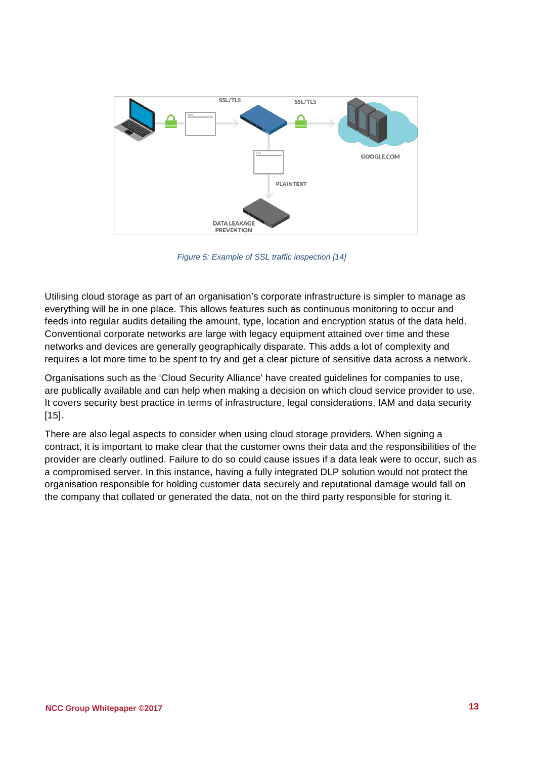*Figure 5: Example of SSL traffic inspection [14]*

Utilising cloud storage as part of an organisation's corporate infrastructure is simpler to manage as everything will be in one place. This allows features such as continuous monitoring to occur and feeds into regular audits detailing the amount, type, location and encryption status of the data held. Conventional corporate networks are large with legacy equipment attained over time and these networks and devices are generally geographically disparate. This adds a lot of complexity and requires a lot more time to be spent to try and get a clear picture of sensitive data across a network.

Organisations such as the 'Cloud Security Alliance' have created guidelines for companies to use, are publically available and can help when making a decision on which cloud service provider to use. It covers security best practice in terms of infrastructure, legal considerations, IAM and data security [15].

There are also legal aspects to consider when using cloud storage providers. When signing a contract, it is important to make clear that the customer owns their data and the responsibilities of the provider are clearly outlined. Failure to do so could cause issues if a data leak were to occur, such as a compromised server. In this instance, having a fully integrated DLP solution would not protect the organisation responsible for holding customer data securely and reputational damage would fall on the company that collated or generated the data, not on the third party responsible for storing it.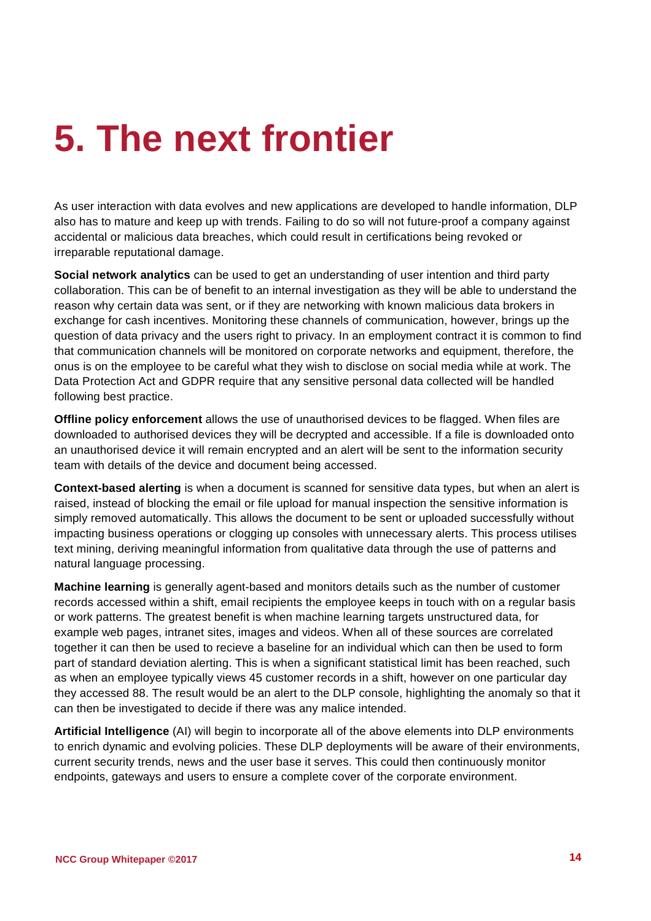# 5. The next frontier

As user interaction with data evolves and new applications are developed to handle information, DLP also has to mature and keep up with trends. Failing to do so will not future-proof a company against accidental or malicious data breaches, which could result in certifications being revoked or irreparable reputational damage.

**Social network analytics** can be used to get an understanding of user intention and third party collaboration. This can be of benefit to an internal investigation as they will be able to understand the reason why certain data was sent, or if they are networking with known malicious data brokers in exchange for cash incentives. Monitoring these channels of communication, however, brings up the question of data privacy and the users right to privacy. In an employment contract it is common to find that communication channels will be monitored on corporate networks and equipment, therefore, the onus is on the employee to be careful what they wish to disclose on social media while at work. The Data Protection Act and GDPR require that any sensitive personal data collected will be handled following best practice.

**Offline policy enforcement** allows the use of unauthorised devices to be flagged. When files are downloaded to authorised devices they will be decrypted and accessible. If a file is downloaded onto an unauthorised device it will remain encrypted and an alert will be sent to the information security team with details of the device and document being accessed.

**Context-based alerting** is when a document is scanned for sensitive data types, but when an alert is raised, instead of blocking the email or file upload for manual inspection the sensitive information is simply removed automatically. This allows the document to be sent or uploaded successfully without impacting business operations or clogging up consoles with unnecessary alerts. This process utilises text mining, deriving meaningful information from qualitative data through the use of patterns and natural language processing.

**Machine learning** is generally agent-based and monitors details such as the number of customer records accessed within a shift, email recipients the employee keeps in touch with on a regular basis or work patterns. The greatest benefit is when machine learning targets unstructured data, for example web pages, intranet sites, images and videos. When all of these sources are correlated together it can then be used to recieve a baseline for an individual which can then be used to form part of standard deviation alerting. This is when a significant statistical limit has been reached, such as when an employee typically views 45 customer records in a shift, however on one particular day they accessed 88. The result would be an alert to the DLP console, highlighting the anomaly so that it can then be investigated to decide if there was any malice intended.

**Artificial Intelligence** (AI) will begin to incorporate all of the above elements into DLP environments to enrich dynamic and evolving policies. These DLP deployments will be aware of their environments, current security trends, news and the user base it serves. This could then continuously monitor endpoints, gateways and users to ensure a complete cover of the corporate environment.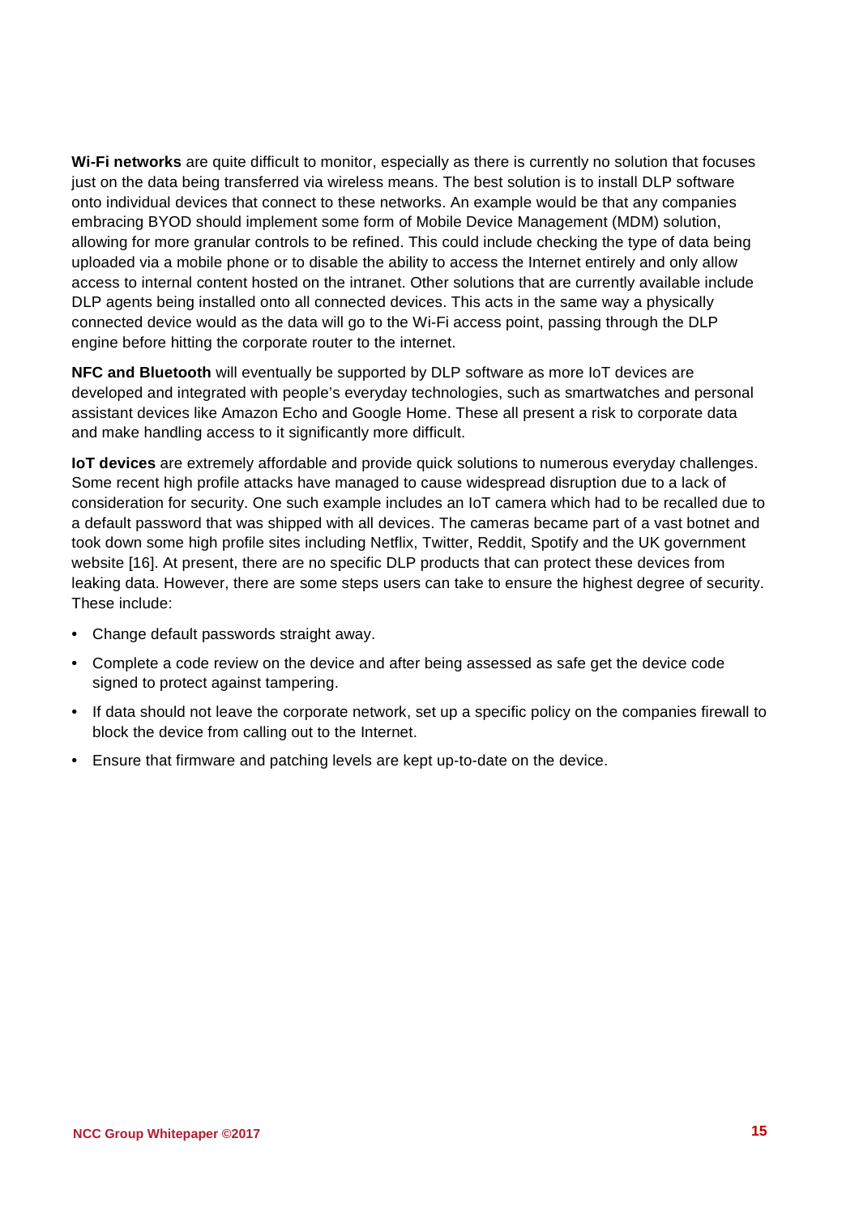**Wi-Fi networks** are quite difficult to monitor, especially as there is currently no solution that focuses just on the data being transferred via wireless means. The best solution is to install DLP software onto individual devices that connect to these networks. An example would be that any companies embracing BYOD should implement some form of Mobile Device Management (MDM) solution, allowing for more granular controls to be refined. This could include checking the type of data being uploaded via a mobile phone or to disable the ability to access the Internet entirely and only allow access to internal content hosted on the intranet. Other solutions that are currently available include DLP agents being installed onto all connected devices. This acts in the same way a physically connected device would as the data will go to the Wi-Fi access point, passing through the DLP engine before hitting the corporate router to the internet.

**NFC and Bluetooth** will eventually be supported by DLP software as more IoT devices are developed and integrated with people's everyday technologies, such as smartwatches and personal assistant devices like Amazon Echo and Google Home. These all present a risk to corporate data and make handling access to it significantly more difficult.

**IoT devices** are extremely affordable and provide quick solutions to numerous everyday challenges. Some recent high profile attacks have managed to cause widespread disruption due to a lack of consideration for security. One such example includes an IoT camera which had to be recalled due to a default password that was shipped with all devices. The cameras became part of a vast botnet and took down some high profile sites including Netflix, Twitter, Reddit, Spotify and the UK government website [16]. At present, there are no specific DLP products that can protect these devices from leaking data. However, there are some steps users can take to ensure the highest degree of security. These include:

- Change default passwords straight away.
- Complete a code review on the device and after being assessed as safe get the device code signed to protect against tampering.
- If data should not leave the corporate network, set up a specific policy on the companies firewall to block the device from calling out to the Internet.
- Ensure that firmware and patching levels are kept up-to-date on the device.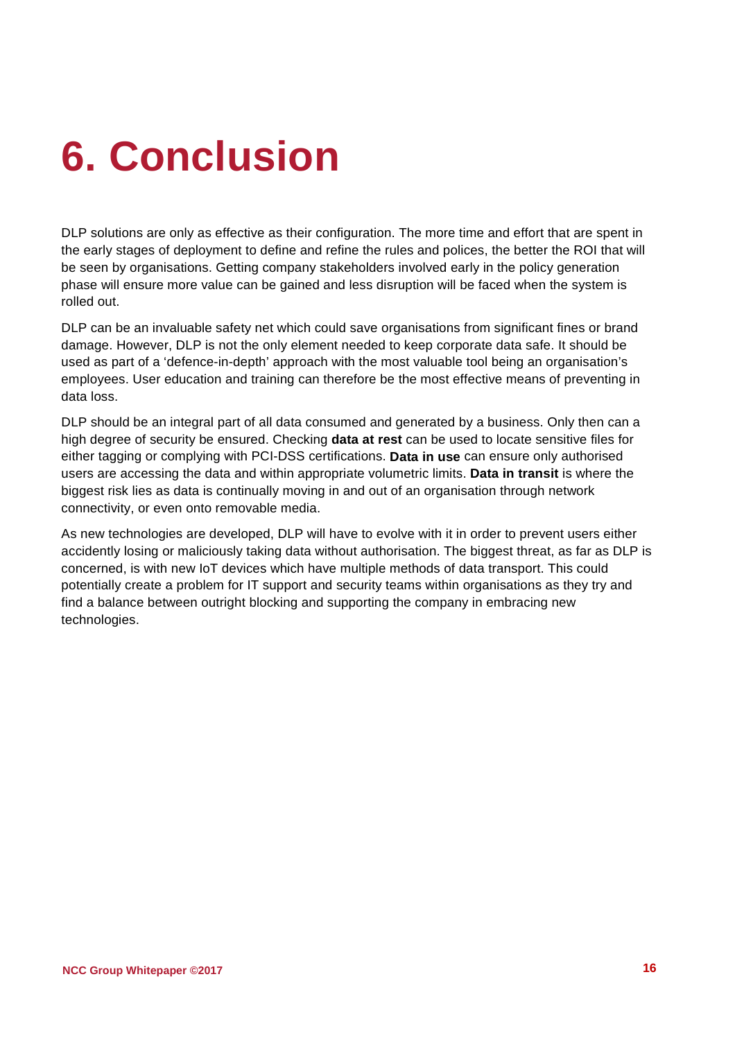# 6. Conclusion

DLP solutions are only as effective as their configuration. The more time and effort that are spent in the early stages of deployment to define and refine the rules and polices, the better the ROI that will be seen by organisations. Getting company stakeholders involved early in the policy generation phase will ensure more value can be gained and less disruption will be faced when the system is rolled out.

DLP can be an invaluable safety net which could save organisations from significant fines or brand damage. However, DLP is not the only element needed to keep corporate data safe. It should be used as part of a 'defence-in-depth' approach with the most valuable tool being an organisation's employees. User education and training can therefore be the most effective means of preventing in data loss.

DLP should be an integral part of all data consumed and generated by a business. Only then can a high degree of security be ensured. Checking **data at rest** can be used to locate sensitive files for either tagging or complying with PCI-DSS certifications. **Data in use** can ensure only authorised users are accessing the data and within appropriate volumetric limits. **Data in transit** is where the biggest risk lies as data is continually moving in and out of an organisation through network connectivity, or even onto removable media.

As new technologies are developed, DLP will have to evolve with it in order to prevent users either accidently losing or maliciously taking data without authorisation. The biggest threat, as far as DLP is concerned, is with new IoT devices which have multiple methods of data transport. This could potentially create a problem for IT support and security teams within organisations as they try and find a balance between outright blocking and supporting the company in embracing new technologies.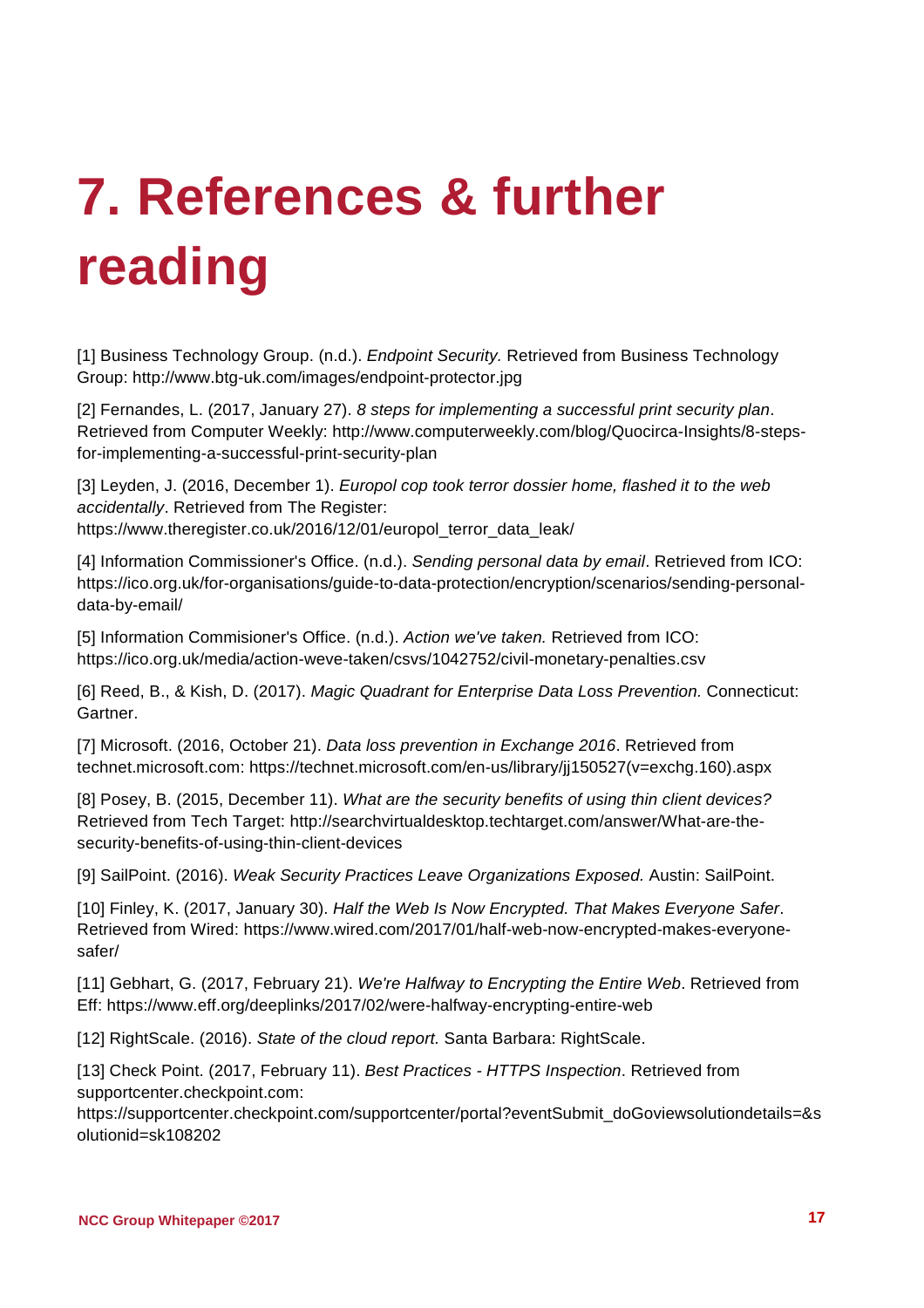# 7. References & further reading

[1] Business Technology Group. (n.d.). *Endpoint Security.* Retrieved from Business Technology Group: http://www.btg-uk.com/images/endpoint-protector.jpg

[2] Fernandes, L. (2017, January 27). *8 steps for implementing a successful print security plan*. Retrieved from Computer Weekly: http://www.computerweekly.com/blog/Quocirca-Insights/8-steps-for-implementing-a-successful-print-security-plan

[3] Leyden, J. (2016, December 1). *Europol cop took terror dossier home, flashed it to the web accidentally*. Retrieved from The Register: https://www.theregister.co.uk/2016/12/01/europol_terror_data_leak/

[4] Information Commissioner's Office. (n.d.). *Sending personal data by email*. Retrieved from ICO: https://ico.org.uk/for-organisations/guide-to-data-protection/encryption/scenarios/sending-personal-data-by-email/

[5] Information Commisioner's Office. (n.d.). *Action we've taken.* Retrieved from ICO: https://ico.org.uk/media/action-weve-taken/csvs/1042752/civil-monetary-penalties.csv

[6] Reed, B., & Kish, D. (2017). *Magic Quadrant for Enterprise Data Loss Prevention.* Connecticut: Gartner.

[7] Microsoft. (2016, October 21). *Data loss prevention in Exchange 2016*. Retrieved from technet.microsoft.com: https://technet.microsoft.com/en-us/library/jj150527(v=exchg.160).aspx

[8] Posey, B. (2015, December 11). *What are the security benefits of using thin client devices?* Retrieved from Tech Target: http://searchvirtualdesktop.techtarget.com/answer/What-are-the-security-benefits-of-using-thin-client-devices

[9] SailPoint. (2016). *Weak Security Practices Leave Organizations Exposed.* Austin: SailPoint.

[10] Finley, K. (2017, January 30). *Half the Web Is Now Encrypted. That Makes Everyone Safer*. Retrieved from Wired: https://www.wired.com/2017/01/half-web-now-encrypted-makes-everyone-safer/

[11] Gebhart, G. (2017, February 21). *We're Halfway to Encrypting the Entire Web*. Retrieved from Eff: https://www.eff.org/deeplinks/2017/02/were-halfway-encrypting-entire-web

[12] RightScale. (2016). *State of the cloud report.* Santa Barbara: RightScale.

[13] Check Point. (2017, February 11). *Best Practices - HTTPS Inspection*. Retrieved from supportcenter.checkpoint.com: https://supportcenter.checkpoint.com/supportcenter/portal?eventSubmit_doGoviewsolutiondetails=&solutionid=sk108202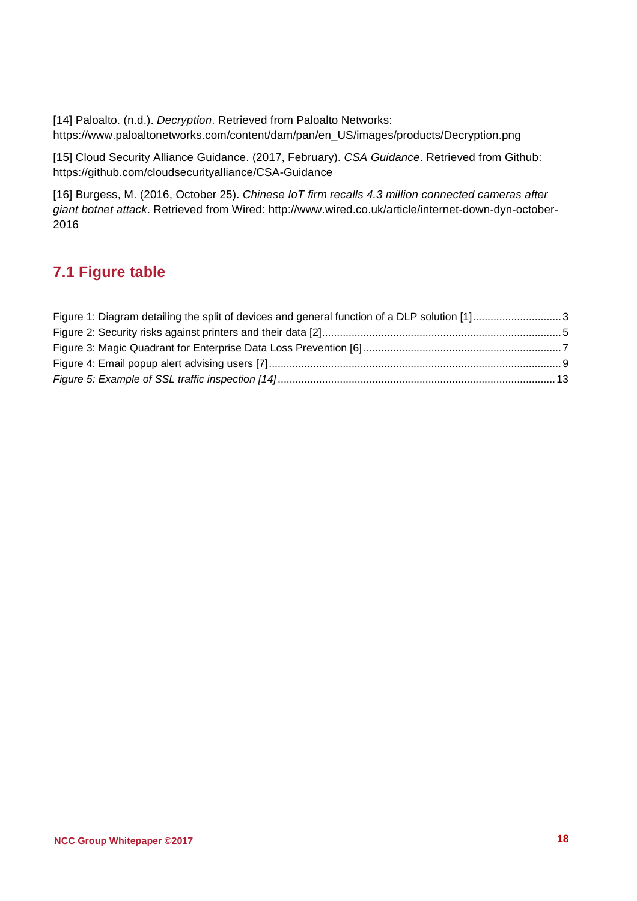[14] Paloalto. (n.d.). *Decryption*. Retrieved from Paloalto Networks: https://www.paloaltonetworks.com/content/dam/pan/en_US/images/products/Decryption.png

[15] Cloud Security Alliance Guidance. (2017, February). *CSA Guidance*. Retrieved from Github: https://github.com/cloudsecurityalliance/CSA-Guidance

[16] Burgess, M. (2016, October 25). *Chinese IoT firm recalls 4.3 million connected cameras after giant botnet attack*. Retrieved from Wired: http://www.wired.co.uk/article/internet-down-dyn-october-2016

## 7.1 Figure table

Figure 1: Diagram detailing the split of devices and general function of a DLP solution [1] ..... 3
Figure 2: Security risks against printers and their data [2] ..... 5
Figure 3: Magic Quadrant for Enterprise Data Loss Prevention [6] ..... 7
Figure 4: Email popup alert advising users [7] ..... 9
*Figure 5: Example of SSL traffic inspection [14]* ..... 13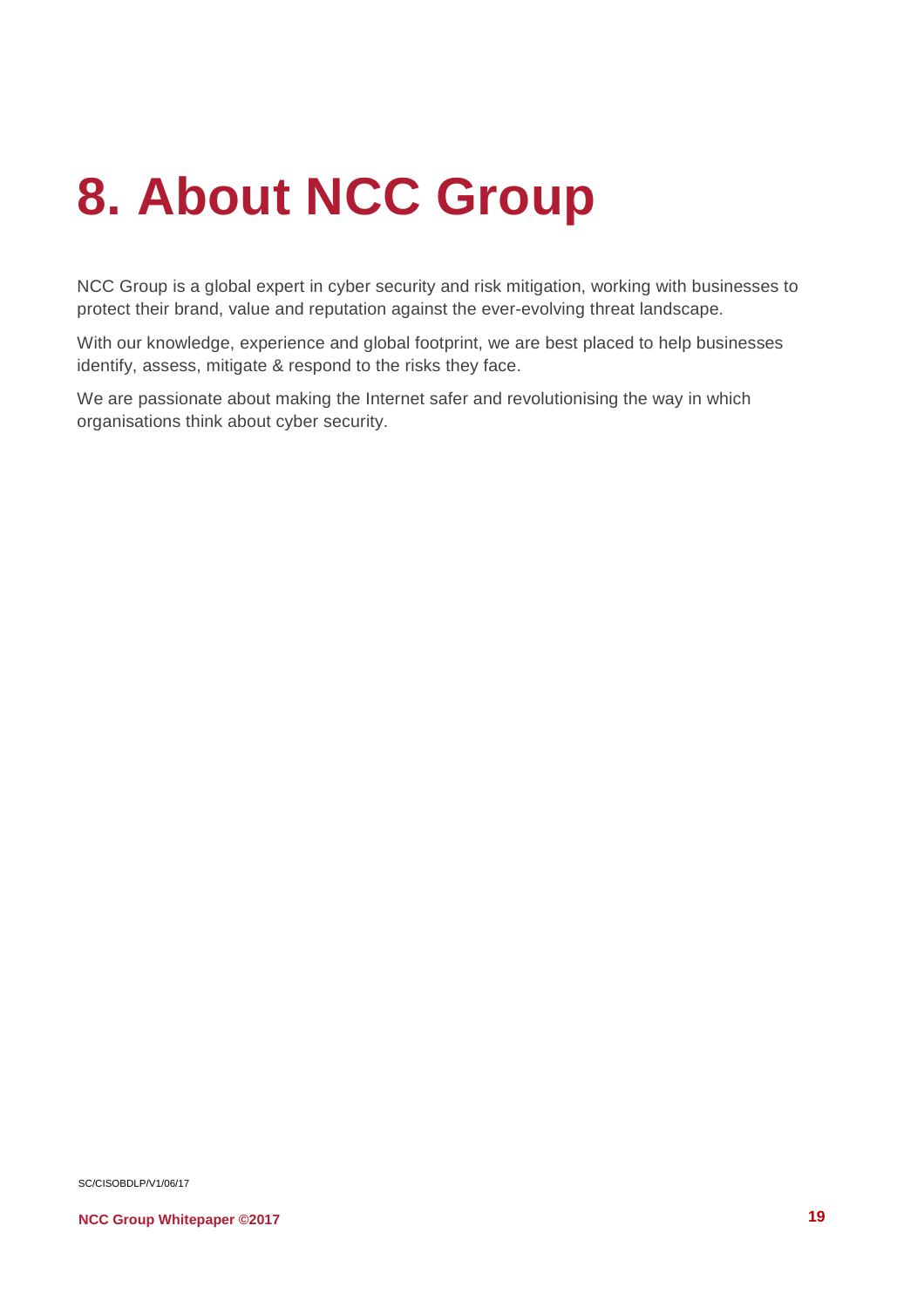# 8. About NCC Group

NCC Group is a global expert in cyber security and risk mitigation, working with businesses to protect their brand, value and reputation against the ever-evolving threat landscape.

With our knowledge, experience and global footprint, we are best placed to help businesses identify, assess, mitigate & respond to the risks they face.

We are passionate about making the Internet safer and revolutionising the way in which organisations think about cyber security.

SC/CISOBDLP/V1/06/17